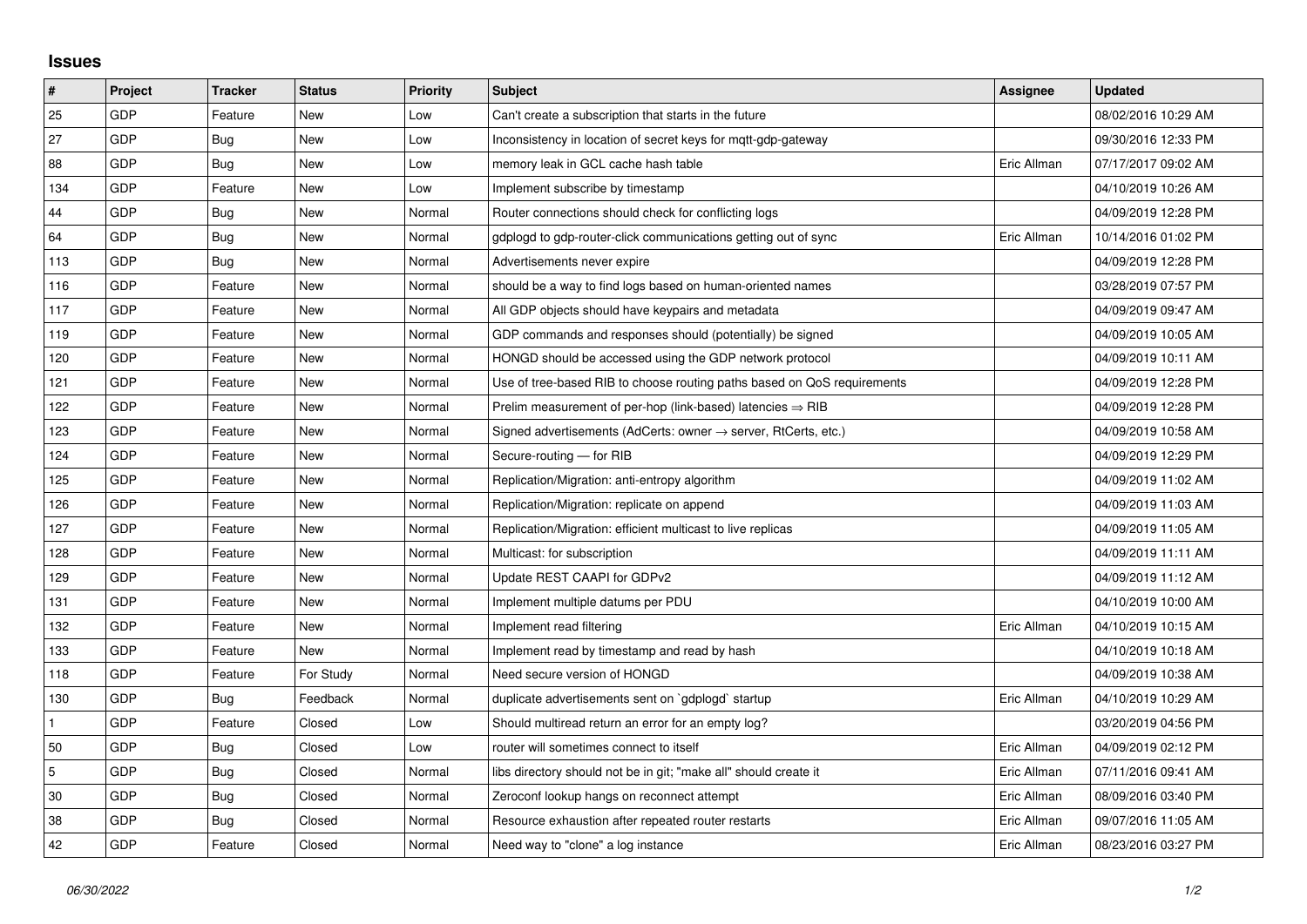## Issues

| # | Project | Tracker | Status | Priority | Subject | Assignee | Updated |
|---|---|---|---|---|---|---|---|
| 25 | GDP | Feature | New | Low | Can't create a subscription that starts in the future | | 08/02/2016 10:29 AM |
| 27 | GDP | Bug | New | Low | Inconsistency in location of secret keys for mqtt-gdp-gateway | | 09/30/2016 12:33 PM |
| 88 | GDP | Bug | New | Low | memory leak in GCL cache hash table | Eric Allman | 07/17/2017 09:02 AM |
| 134 | GDP | Feature | New | Low | Implement subscribe by timestamp | | 04/10/2019 10:26 AM |
| 44 | GDP | Bug | New | Normal | Router connections should check for conflicting logs | | 04/09/2019 12:28 PM |
| 64 | GDP | Bug | New | Normal | gdplogd to gdp-router-click communications getting out of sync | Eric Allman | 10/14/2016 01:02 PM |
| 113 | GDP | Bug | New | Normal | Advertisements never expire | | 04/09/2019 12:28 PM |
| 116 | GDP | Feature | New | Normal | should be a way to find logs based on human-oriented names | | 03/28/2019 07:57 PM |
| 117 | GDP | Feature | New | Normal | All GDP objects should have keypairs and metadata | | 04/09/2019 09:47 AM |
| 119 | GDP | Feature | New | Normal | GDP commands and responses should (potentially) be signed | | 04/09/2019 10:05 AM |
| 120 | GDP | Feature | New | Normal | HONGD should be accessed using the GDP network protocol | | 04/09/2019 10:11 AM |
| 121 | GDP | Feature | New | Normal | Use of tree-based RIB to choose routing paths based on QoS requirements | | 04/09/2019 12:28 PM |
| 122 | GDP | Feature | New | Normal | Prelim measurement of per-hop (link-based) latencies ⇒ RIB | | 04/09/2019 12:28 PM |
| 123 | GDP | Feature | New | Normal | Signed advertisements (AdCerts: owner → server, RtCerts, etc.) | | 04/09/2019 10:58 AM |
| 124 | GDP | Feature | New | Normal | Secure-routing — for RIB | | 04/09/2019 12:29 PM |
| 125 | GDP | Feature | New | Normal | Replication/Migration: anti-entropy algorithm | | 04/09/2019 11:02 AM |
| 126 | GDP | Feature | New | Normal | Replication/Migration: replicate on append | | 04/09/2019 11:03 AM |
| 127 | GDP | Feature | New | Normal | Replication/Migration: efficient multicast to live replicas | | 04/09/2019 11:05 AM |
| 128 | GDP | Feature | New | Normal | Multicast: for subscription | | 04/09/2019 11:11 AM |
| 129 | GDP | Feature | New | Normal | Update REST CAAPI for GDPv2 | | 04/09/2019 11:12 AM |
| 131 | GDP | Feature | New | Normal | Implement multiple datums per PDU | | 04/10/2019 10:00 AM |
| 132 | GDP | Feature | New | Normal | Implement read filtering | Eric Allman | 04/10/2019 10:15 AM |
| 133 | GDP | Feature | New | Normal | Implement read by timestamp and read by hash | | 04/10/2019 10:18 AM |
| 118 | GDP | Feature | For Study | Normal | Need secure version of HONGD | | 04/09/2019 10:38 AM |
| 130 | GDP | Bug | Feedback | Normal | duplicate advertisements sent on `gdplogd` startup | Eric Allman | 04/10/2019 10:29 AM |
| 1 | GDP | Feature | Closed | Low | Should multiread return an error for an empty log? | | 03/20/2019 04:56 PM |
| 50 | GDP | Bug | Closed | Low | router will sometimes connect to itself | Eric Allman | 04/09/2019 02:12 PM |
| 5 | GDP | Bug | Closed | Normal | libs directory should not be in git; "make all" should create it | Eric Allman | 07/11/2016 09:41 AM |
| 30 | GDP | Bug | Closed | Normal | Zeroconf lookup hangs on reconnect attempt | Eric Allman | 08/09/2016 03:40 PM |
| 38 | GDP | Bug | Closed | Normal | Resource exhaustion after repeated router restarts | Eric Allman | 09/07/2016 11:05 AM |
| 42 | GDP | Feature | Closed | Normal | Need way to "clone" a log instance | Eric Allman | 08/23/2016 03:27 PM |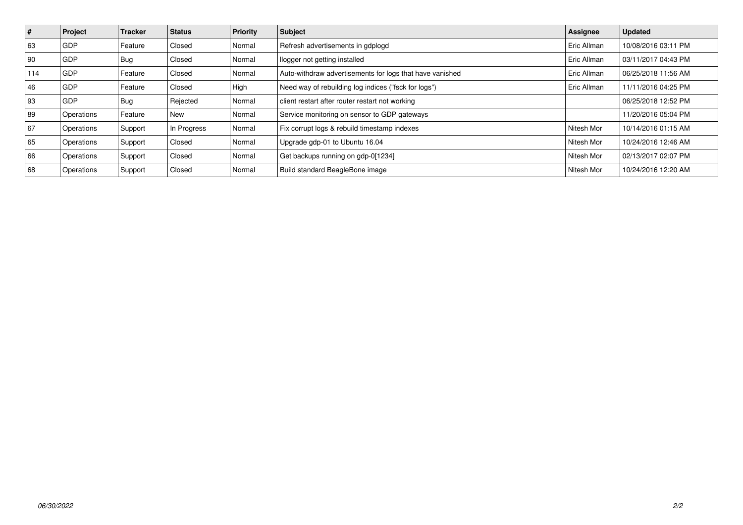| # | Project | Tracker | Status | Priority | Subject | Assignee | Updated |
|---|---|---|---|---|---|---|---|
| 63 | GDP | Feature | Closed | Normal | Refresh advertisements in gdplogd | Eric Allman | 10/08/2016 03:11 PM |
| 90 | GDP | Bug | Closed | Normal | llogger not getting installed | Eric Allman | 03/11/2017 04:43 PM |
| 114 | GDP | Feature | Closed | Normal | Auto-withdraw advertisements for logs that have vanished | Eric Allman | 06/25/2018 11:56 AM |
| 46 | GDP | Feature | Closed | High | Need way of rebuilding log indices ("fsck for logs") | Eric Allman | 11/11/2016 04:25 PM |
| 93 | GDP | Bug | Rejected | Normal | client restart after router restart not working | | 06/25/2018 12:52 PM |
| 89 | Operations | Feature | New | Normal | Service monitoring on sensor to GDP gateways | | 11/20/2016 05:04 PM |
| 67 | Operations | Support | In Progress | Normal | Fix corrupt logs & rebuild timestamp indexes | Nitesh Mor | 10/14/2016 01:15 AM |
| 65 | Operations | Support | Closed | Normal | Upgrade gdp-01 to Ubuntu 16.04 | Nitesh Mor | 10/24/2016 12:46 AM |
| 66 | Operations | Support | Closed | Normal | Get backups running on gdp-0[1234] | Nitesh Mor | 02/13/2017 02:07 PM |
| 68 | Operations | Support | Closed | Normal | Build standard BeagleBone image | Nitesh Mor | 10/24/2016 12:20 AM |